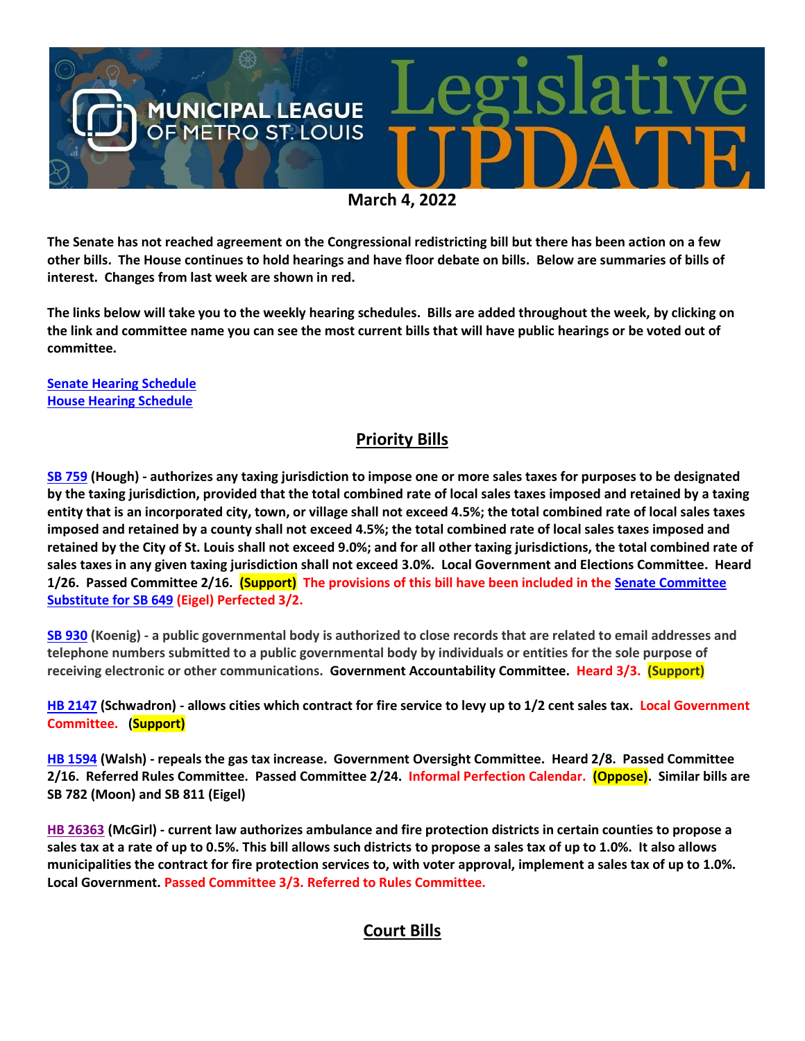# MUNICIPAL LEAGUE OF METRO ST. LOUIS Legislative UPDATE

**March 4, 2022**

**The Senate has not reached agreement on the Congressional redistricting bill but there has been action on a few other bills. The House continues to hold hearings and have floor debate on bills. Below are summaries of bills of interest. Changes from last week are shown in red.**

**The links below will take you to the weekly hearing schedules. Bills are added throughout the week, by clicking on the link and committee name you can see the most current bills that will have public hearings or be voted out of committee.**

**Senate Hearing Schedule**
**House Hearing Schedule**

## Priority Bills

**SB 759 (Hough) - authorizes any taxing jurisdiction to impose one or more sales taxes for purposes to be designated by the taxing jurisdiction, provided that the total combined rate of local sales taxes imposed and retained by a taxing entity that is an incorporated city, town, or village shall not exceed 4.5%; the total combined rate of local sales taxes imposed and retained by a county shall not exceed 4.5%; the total combined rate of local sales taxes imposed and retained by the City of St. Louis shall not exceed 9.0%; and for all other taxing jurisdictions, the total combined rate of sales taxes in any given taxing jurisdiction shall not exceed 3.0%. Local Government and Elections Committee. Heard 1/26. Passed Committee 2/16. (Support) The provisions of this bill have been included in the Senate Committee Substitute for SB 649 (Eigel) Perfected 3/2.**

**SB 930 (Koenig) - a public governmental body is authorized to close records that are related to email addresses and telephone numbers submitted to a public governmental body by individuals or entities for the sole purpose of receiving electronic or other communications. Government Accountability Committee. Heard 3/3. (Support)**

**HB 2147 (Schwadron) - allows cities which contract for fire service to levy up to 1/2 cent sales tax. Local Government Committee. (Support)**

**HB 1594 (Walsh) - repeals the gas tax increase. Government Oversight Committee. Heard 2/8. Passed Committee 2/16. Referred Rules Committee. Passed Committee 2/24. Informal Perfection Calendar. (Oppose). Similar bills are SB 782 (Moon) and SB 811 (Eigel)**

**HB 26363 (McGirl) - current law authorizes ambulance and fire protection districts in certain counties to propose a sales tax at a rate of up to 0.5%. This bill allows such districts to propose a sales tax of up to 1.0%. It also allows municipalities the contract for fire protection services to, with voter approval, implement a sales tax of up to 1.0%. Local Government. Passed Committee 3/3. Referred to Rules Committee.**

## Court Bills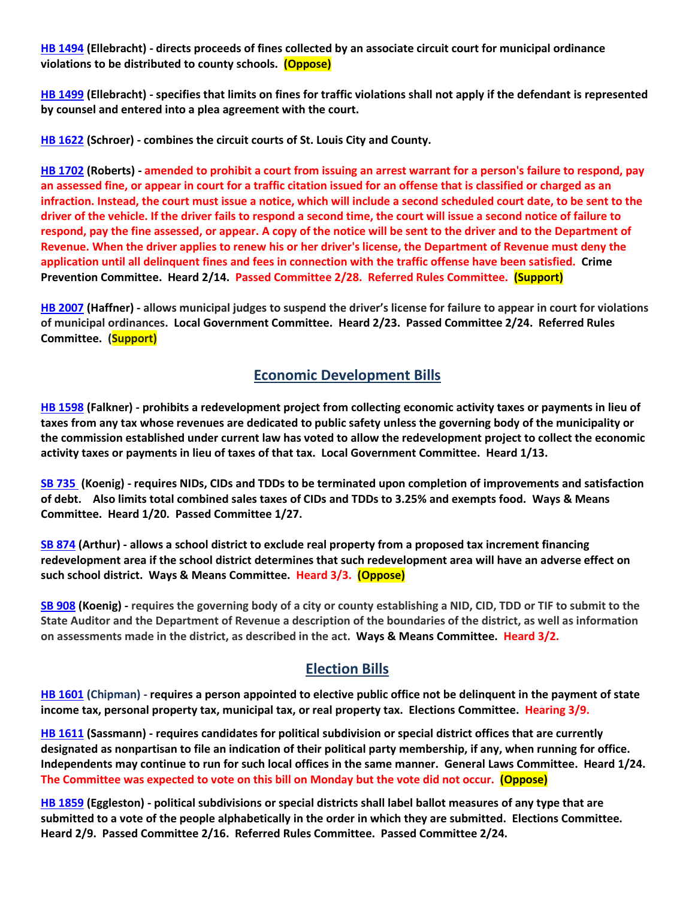**HB 1494 (Ellebracht) - directs proceeds of fines collected by an associate circuit court for municipal ordinance violations to be distributed to county schools. (Oppose)**

**HB 1499 (Ellebracht) - specifies that limits on fines for traffic violations shall not apply if the defendant is represented by counsel and entered into a plea agreement with the court.**

**HB 1622 (Schroer) - combines the circuit courts of St. Louis City and County.**

**HB 1702 (Roberts) - amended to prohibit a court from issuing an arrest warrant for a person's failure to respond, pay an assessed fine, or appear in court for a traffic citation issued for an offense that is classified or charged as an infraction. Instead, the court must issue a notice, which will include a second scheduled court date, to be sent to the driver of the vehicle. If the driver fails to respond a second time, the court will issue a second notice of failure to respond, pay the fine assessed, or appear. A copy of the notice will be sent to the driver and to the Department of Revenue. When the driver applies to renew his or her driver's license, the Department of Revenue must deny the application until all delinquent fines and fees in connection with the traffic offense have been satisfied. Crime Prevention Committee. Heard 2/14. Passed Committee 2/28. Referred Rules Committee. (Support)**

**HB 2007 (Haffner) - allows municipal judges to suspend the driver's license for failure to appear in court for violations of municipal ordinances. Local Government Committee. Heard 2/23. Passed Committee 2/24. Referred Rules Committee. (Support)**

## Economic Development Bills

**HB 1598 (Falkner) - prohibits a redevelopment project from collecting economic activity taxes or payments in lieu of taxes from any tax whose revenues are dedicated to public safety unless the governing body of the municipality or the commission established under current law has voted to allow the redevelopment project to collect the economic activity taxes or payments in lieu of taxes of that tax. Local Government Committee. Heard 1/13.**

**SB 735 (Koenig) - requires NIDs, CIDs and TDDs to be terminated upon completion of improvements and satisfaction of debt. Also limits total combined sales taxes of CIDs and TDDs to 3.25% and exempts food. Ways & Means Committee. Heard 1/20. Passed Committee 1/27.**

**SB 874 (Arthur) - allows a school district to exclude real property from a proposed tax increment financing redevelopment area if the school district determines that such redevelopment area will have an adverse effect on such school district. Ways & Means Committee. Heard 3/3. (Oppose)**

**SB 908 (Koenig) - requires the governing body of a city or county establishing a NID, CID, TDD or TIF to submit to the State Auditor and the Department of Revenue a description of the boundaries of the district, as well as information on assessments made in the district, as described in the act. Ways & Means Committee. Heard 3/2.**

## Election Bills

**HB 1601 (Chipman) - requires a person appointed to elective public office not be delinquent in the payment of state income tax, personal property tax, municipal tax, or real property tax. Elections Committee. Hearing 3/9.**

**HB 1611 (Sassmann) - requires candidates for political subdivision or special district offices that are currently designated as nonpartisan to file an indication of their political party membership, if any, when running for office. Independents may continue to run for such local offices in the same manner. General Laws Committee. Heard 1/24. The Committee was expected to vote on this bill on Monday but the vote did not occur. (Oppose)**

**HB 1859 (Eggleston) - political subdivisions or special districts shall label ballot measures of any type that are submitted to a vote of the people alphabetically in the order in which they are submitted. Elections Committee. Heard 2/9. Passed Committee 2/16. Referred Rules Committee. Passed Committee 2/24.**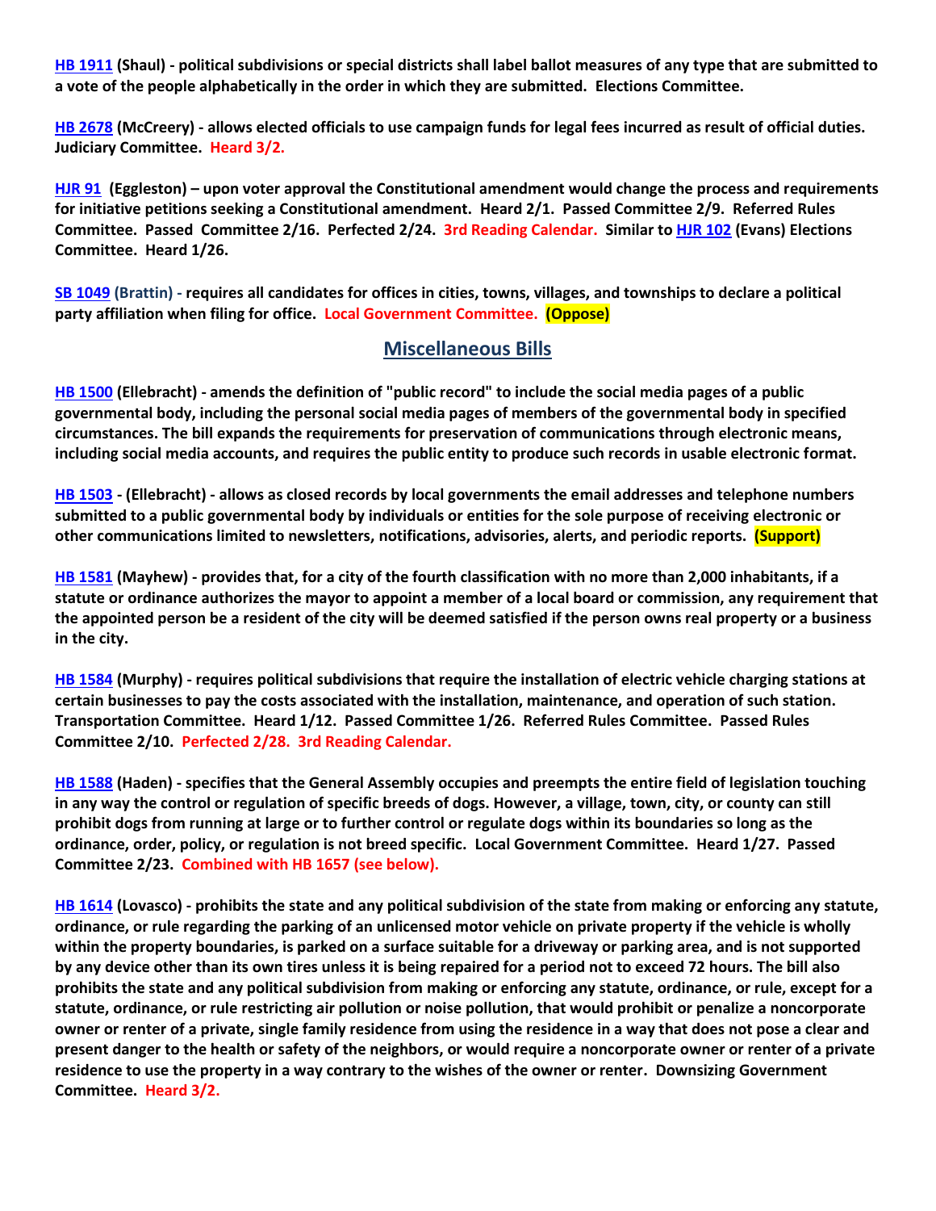**HB 1911 (Shaul) - political subdivisions or special districts shall label ballot measures of any type that are submitted to a vote of the people alphabetically in the order in which they are submitted. Elections Committee.**

**HB 2678 (McCreery) - allows elected officials to use campaign funds for legal fees incurred as result of official duties. Judiciary Committee. Heard 3/2.**

**HJR 91 (Eggleston) – upon voter approval the Constitutional amendment would change the process and requirements for initiative petitions seeking a Constitutional amendment. Heard 2/1. Passed Committee 2/9. Referred Rules Committee. Passed Committee 2/16. Perfected 2/24. 3rd Reading Calendar. Similar to HJR 102 (Evans) Elections Committee. Heard 1/26.**

**SB 1049 (Brattin) - requires all candidates for offices in cities, towns, villages, and townships to declare a political party affiliation when filing for office. Local Government Committee. (Oppose)**

## Miscellaneous Bills

**HB 1500 (Ellebracht) - amends the definition of "public record" to include the social media pages of a public governmental body, including the personal social media pages of members of the governmental body in specified circumstances. The bill expands the requirements for preservation of communications through electronic means, including social media accounts, and requires the public entity to produce such records in usable electronic format.**

**HB 1503 - (Ellebracht) - allows as closed records by local governments the email addresses and telephone numbers submitted to a public governmental body by individuals or entities for the sole purpose of receiving electronic or other communications limited to newsletters, notifications, advisories, alerts, and periodic reports. (Support)**

**HB 1581 (Mayhew) - provides that, for a city of the fourth classification with no more than 2,000 inhabitants, if a statute or ordinance authorizes the mayor to appoint a member of a local board or commission, any requirement that the appointed person be a resident of the city will be deemed satisfied if the person owns real property or a business in the city.**

**HB 1584 (Murphy) - requires political subdivisions that require the installation of electric vehicle charging stations at certain businesses to pay the costs associated with the installation, maintenance, and operation of such station. Transportation Committee. Heard 1/12. Passed Committee 1/26. Referred Rules Committee. Passed Rules Committee 2/10. Perfected 2/28. 3rd Reading Calendar.**

**HB 1588 (Haden) - specifies that the General Assembly occupies and preempts the entire field of legislation touching in any way the control or regulation of specific breeds of dogs. However, a village, town, city, or county can still prohibit dogs from running at large or to further control or regulate dogs within its boundaries so long as the ordinance, order, policy, or regulation is not breed specific. Local Government Committee. Heard 1/27. Passed Committee 2/23. Combined with HB 1657 (see below).**

**HB 1614 (Lovasco) - prohibits the state and any political subdivision of the state from making or enforcing any statute, ordinance, or rule regarding the parking of an unlicensed motor vehicle on private property if the vehicle is wholly within the property boundaries, is parked on a surface suitable for a driveway or parking area, and is not supported by any device other than its own tires unless it is being repaired for a period not to exceed 72 hours. The bill also prohibits the state and any political subdivision from making or enforcing any statute, ordinance, or rule, except for a statute, ordinance, or rule restricting air pollution or noise pollution, that would prohibit or penalize a noncorporate owner or renter of a private, single family residence from using the residence in a way that does not pose a clear and present danger to the health or safety of the neighbors, or would require a noncorporate owner or renter of a private residence to use the property in a way contrary to the wishes of the owner or renter. Downsizing Government Committee. Heard 3/2.**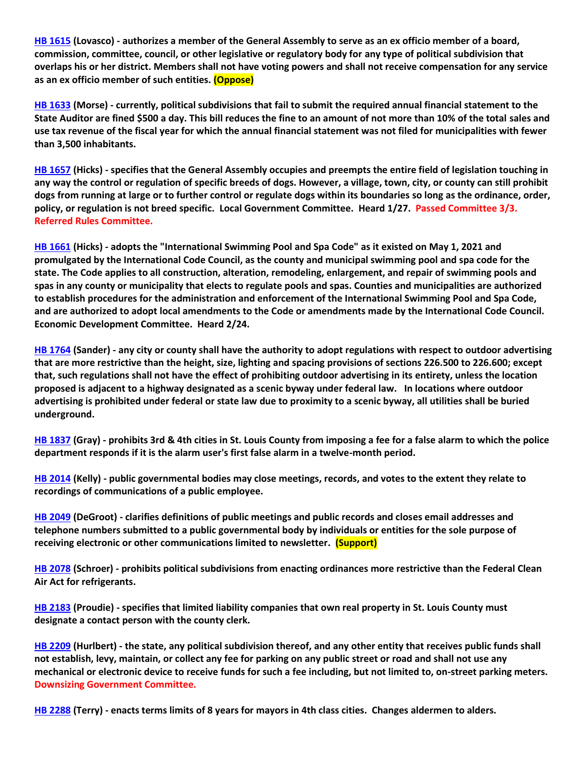**HB 1615 (Lovasco) - authorizes a member of the General Assembly to serve as an ex officio member of a board, commission, committee, council, or other legislative or regulatory body for any type of political subdivision that overlaps his or her district. Members shall not have voting powers and shall not receive compensation for any service as an ex officio member of such entities. (Oppose)**

**HB 1633 (Morse) - currently, political subdivisions that fail to submit the required annual financial statement to the State Auditor are fined $500 a day. This bill reduces the fine to an amount of not more than 10% of the total sales and use tax revenue of the fiscal year for which the annual financial statement was not filed for municipalities with fewer than 3,500 inhabitants.**

**HB 1657 (Hicks) - specifies that the General Assembly occupies and preempts the entire field of legislation touching in any way the control or regulation of specific breeds of dogs. However, a village, town, city, or county can still prohibit dogs from running at large or to further control or regulate dogs within its boundaries so long as the ordinance, order, policy, or regulation is not breed specific. Local Government Committee. Heard 1/27. Passed Committee 3/3. Referred Rules Committee.**

**HB 1661 (Hicks) - adopts the "International Swimming Pool and Spa Code" as it existed on May 1, 2021 and promulgated by the International Code Council, as the county and municipal swimming pool and spa code for the state. The Code applies to all construction, alteration, remodeling, enlargement, and repair of swimming pools and spas in any county or municipality that elects to regulate pools and spas. Counties and municipalities are authorized to establish procedures for the administration and enforcement of the International Swimming Pool and Spa Code, and are authorized to adopt local amendments to the Code or amendments made by the International Code Council. Economic Development Committee. Heard 2/24.**

**HB 1764 (Sander) - any city or county shall have the authority to adopt regulations with respect to outdoor advertising that are more restrictive than the height, size, lighting and spacing provisions of sections 226.500 to 226.600; except that, such regulations shall not have the effect of prohibiting outdoor advertising in its entirety, unless the location proposed is adjacent to a highway designated as a scenic byway under federal law. In locations where outdoor advertising is prohibited under federal or state law due to proximity to a scenic byway, all utilities shall be buried underground.**

**HB 1837 (Gray) - prohibits 3rd & 4th cities in St. Louis County from imposing a fee for a false alarm to which the police department responds if it is the alarm user's first false alarm in a twelve-month period.**

**HB 2014 (Kelly) - public governmental bodies may close meetings, records, and votes to the extent they relate to recordings of communications of a public employee.**

**HB 2049 (DeGroot) - clarifies definitions of public meetings and public records and closes email addresses and telephone numbers submitted to a public governmental body by individuals or entities for the sole purpose of receiving electronic or other communications limited to newsletter. (Support)**

**HB 2078 (Schroer) - prohibits political subdivisions from enacting ordinances more restrictive than the Federal Clean Air Act for refrigerants.**

**HB 2183 (Proudie) - specifies that limited liability companies that own real property in St. Louis County must designate a contact person with the county clerk.**

**HB 2209 (Hurlbert) - the state, any political subdivision thereof, and any other entity that receives public funds shall not establish, levy, maintain, or collect any fee for parking on any public street or road and shall not use any mechanical or electronic device to receive funds for such a fee including, but not limited to, on-street parking meters. Downsizing Government Committee.**

**HB 2288 (Terry) - enacts terms limits of 8 years for mayors in 4th class cities. Changes aldermen to alders.**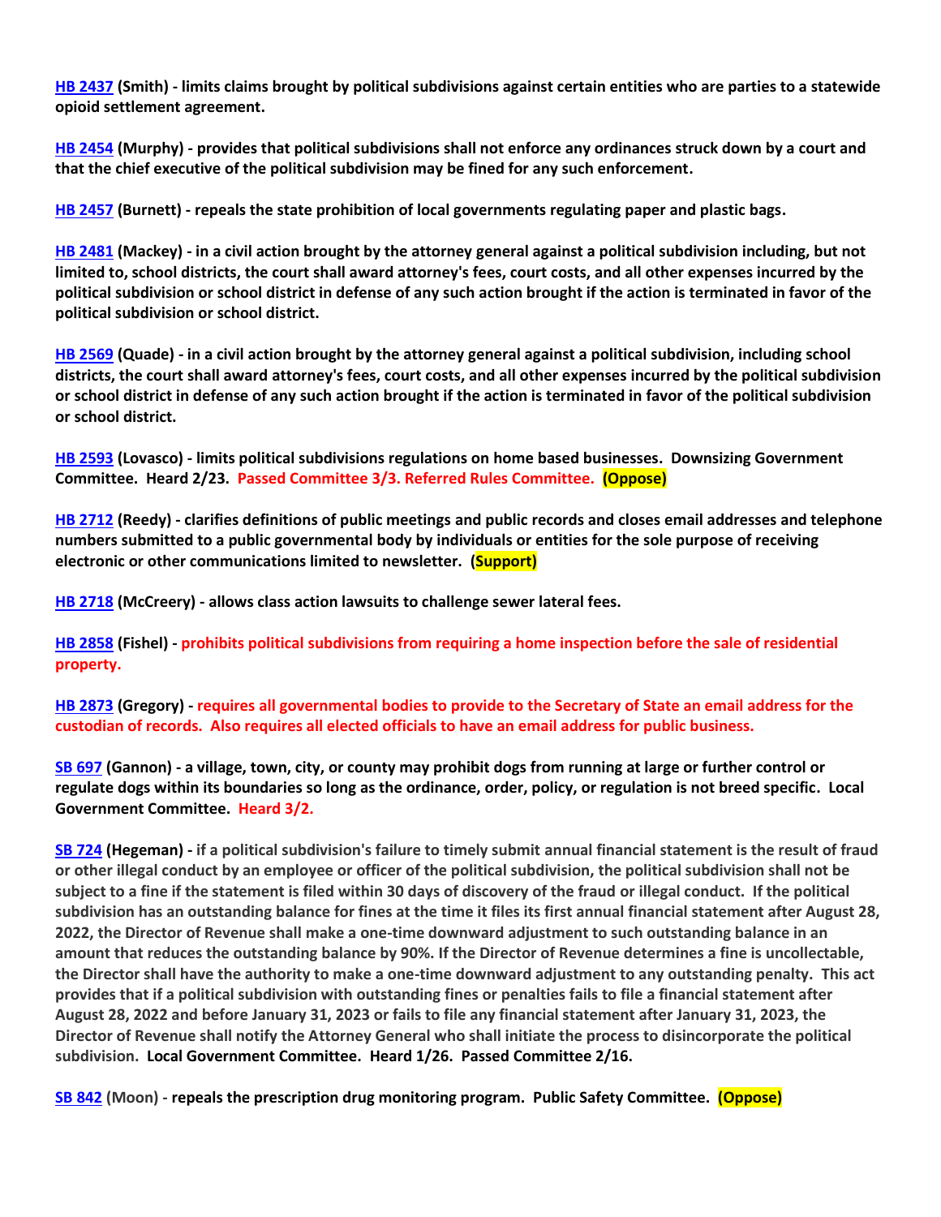**HB 2437 (Smith) - limits claims brought by political subdivisions against certain entities who are parties to a statewide opioid settlement agreement.**

**HB 2454 (Murphy) - provides that political subdivisions shall not enforce any ordinances struck down by a court and that the chief executive of the political subdivision may be fined for any such enforcement.**

**HB 2457 (Burnett) - repeals the state prohibition of local governments regulating paper and plastic bags.**

**HB 2481 (Mackey) - in a civil action brought by the attorney general against a political subdivision including, but not limited to, school districts, the court shall award attorney's fees, court costs, and all other expenses incurred by the political subdivision or school district in defense of any such action brought if the action is terminated in favor of the political subdivision or school district.**

**HB 2569 (Quade) - in a civil action brought by the attorney general against a political subdivision, including school districts, the court shall award attorney's fees, court costs, and all other expenses incurred by the political subdivision or school district in defense of any such action brought if the action is terminated in favor of the political subdivision or school district.**

**HB 2593 (Lovasco) - limits political subdivisions regulations on home based businesses. Downsizing Government Committee. Heard 2/23. Passed Committee 3/3. Referred Rules Committee. (Oppose)**

**HB 2712 (Reedy) - clarifies definitions of public meetings and public records and closes email addresses and telephone numbers submitted to a public governmental body by individuals or entities for the sole purpose of receiving electronic or other communications limited to newsletter. (Support)**

**HB 2718 (McCreery) - allows class action lawsuits to challenge sewer lateral fees.**

**HB 2858 (Fishel) - prohibits political subdivisions from requiring a home inspection before the sale of residential property.**

**HB 2873 (Gregory) - requires all governmental bodies to provide to the Secretary of State an email address for the custodian of records. Also requires all elected officials to have an email address for public business.**

**SB 697 (Gannon) - a village, town, city, or county may prohibit dogs from running at large or further control or regulate dogs within its boundaries so long as the ordinance, order, policy, or regulation is not breed specific. Local Government Committee. Heard 3/2.**

**SB 724 (Hegeman) - if a political subdivision's failure to timely submit annual financial statement is the result of fraud or other illegal conduct by an employee or officer of the political subdivision, the political subdivision shall not be subject to a fine if the statement is filed within 30 days of discovery of the fraud or illegal conduct. If the political subdivision has an outstanding balance for fines at the time it files its first annual financial statement after August 28, 2022, the Director of Revenue shall make a one-time downward adjustment to such outstanding balance in an amount that reduces the outstanding balance by 90%. If the Director of Revenue determines a fine is uncollectable, the Director shall have the authority to make a one-time downward adjustment to any outstanding penalty. This act provides that if a political subdivision with outstanding fines or penalties fails to file a financial statement after August 28, 2022 and before January 31, 2023 or fails to file any financial statement after January 31, 2023, the Director of Revenue shall notify the Attorney General who shall initiate the process to disincorporate the political subdivision. Local Government Committee. Heard 1/26. Passed Committee 2/16.**

**SB 842 (Moon) - repeals the prescription drug monitoring program. Public Safety Committee. (Oppose)**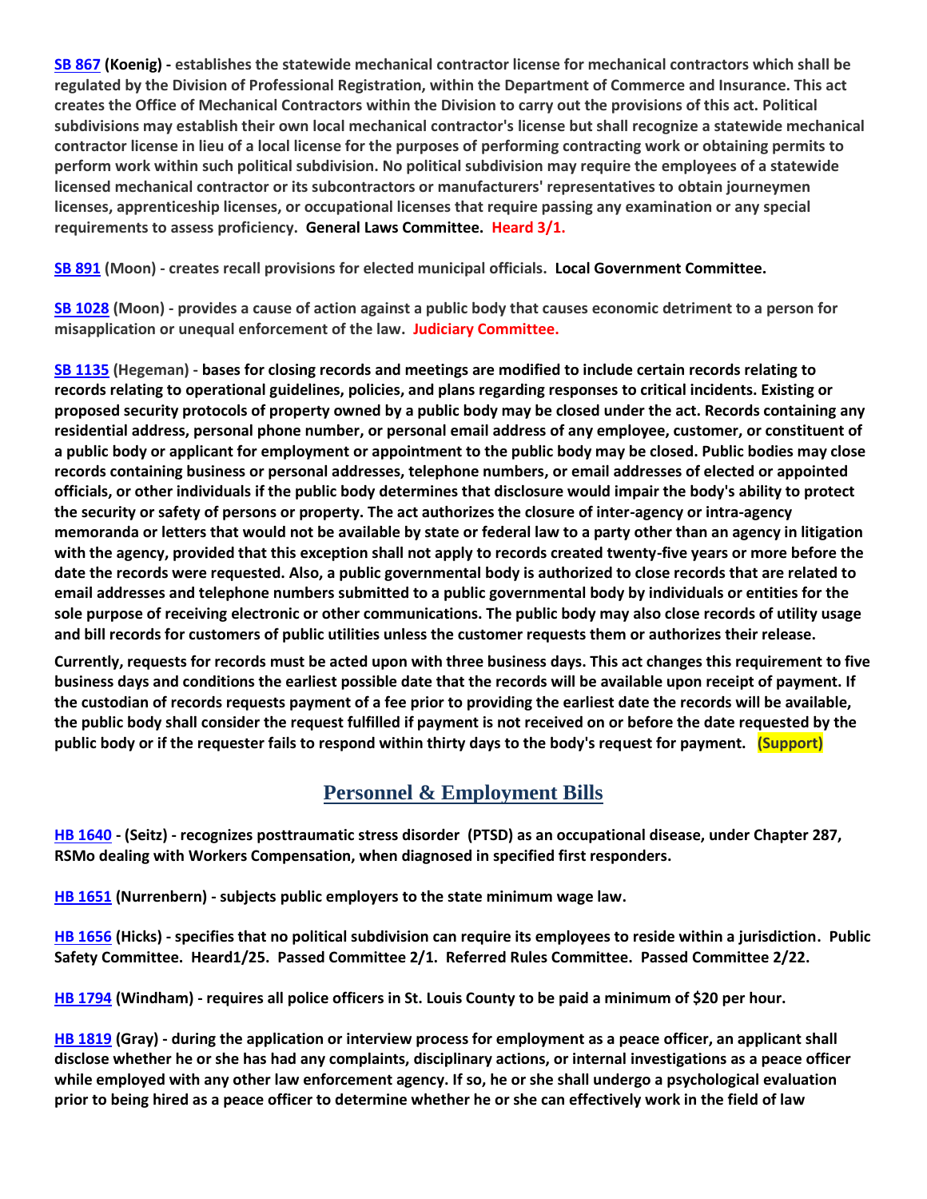**SB 867 (Koenig) - establishes the statewide mechanical contractor license for mechanical contractors which shall be regulated by the Division of Professional Registration, within the Department of Commerce and Insurance. This act creates the Office of Mechanical Contractors within the Division to carry out the provisions of this act. Political subdivisions may establish their own local mechanical contractor's license but shall recognize a statewide mechanical contractor license in lieu of a local license for the purposes of performing contracting work or obtaining permits to perform work within such political subdivision. No political subdivision may require the employees of a statewide licensed mechanical contractor or its subcontractors or manufacturers' representatives to obtain journeymen licenses, apprenticeship licenses, or occupational licenses that require passing any examination or any special requirements to assess proficiency. General Laws Committee. Heard 3/1.**

**SB 891 (Moon) - creates recall provisions for elected municipal officials. Local Government Committee.**

**SB 1028 (Moon) - provides a cause of action against a public body that causes economic detriment to a person for misapplication or unequal enforcement of the law. Judiciary Committee.**

**SB 1135 (Hegeman) - bases for closing records and meetings are modified to include certain records relating to records relating to operational guidelines, policies, and plans regarding responses to critical incidents. Existing or proposed security protocols of property owned by a public body may be closed under the act. Records containing any residential address, personal phone number, or personal email address of any employee, customer, or constituent of a public body or applicant for employment or appointment to the public body may be closed. Public bodies may close records containing business or personal addresses, telephone numbers, or email addresses of elected or appointed officials, or other individuals if the public body determines that disclosure would impair the body's ability to protect the security or safety of persons or property. The act authorizes the closure of inter-agency or intra-agency memoranda or letters that would not be available by state or federal law to a party other than an agency in litigation with the agency, provided that this exception shall not apply to records created twenty-five years or more before the date the records were requested. Also, a public governmental body is authorized to close records that are related to email addresses and telephone numbers submitted to a public governmental body by individuals or entities for the sole purpose of receiving electronic or other communications. The public body may also close records of utility usage and bill records for customers of public utilities unless the customer requests them or authorizes their release.**

**Currently, requests for records must be acted upon with three business days. This act changes this requirement to five business days and conditions the earliest possible date that the records will be available upon receipt of payment. If the custodian of records requests payment of a fee prior to providing the earliest date the records will be available, the public body shall consider the request fulfilled if payment is not received on or before the date requested by the public body or if the requester fails to respond within thirty days to the body's request for payment. (Support)**

## Personnel & Employment Bills

**HB 1640 - (Seitz) - recognizes posttraumatic stress disorder (PTSD) as an occupational disease, under Chapter 287, RSMo dealing with Workers Compensation, when diagnosed in specified first responders.**

**HB 1651 (Nurrenbern) - subjects public employers to the state minimum wage law.**

**HB 1656 (Hicks) - specifies that no political subdivision can require its employees to reside within a jurisdiction. Public Safety Committee. Heard1/25. Passed Committee 2/1. Referred Rules Committee. Passed Committee 2/22.**

**HB 1794 (Windham) - requires all police officers in St. Louis County to be paid a minimum of $20 per hour.**

**HB 1819 (Gray) - during the application or interview process for employment as a peace officer, an applicant shall disclose whether he or she has had any complaints, disciplinary actions, or internal investigations as a peace officer while employed with any other law enforcement agency. If so, he or she shall undergo a psychological evaluation prior to being hired as a peace officer to determine whether he or she can effectively work in the field of law**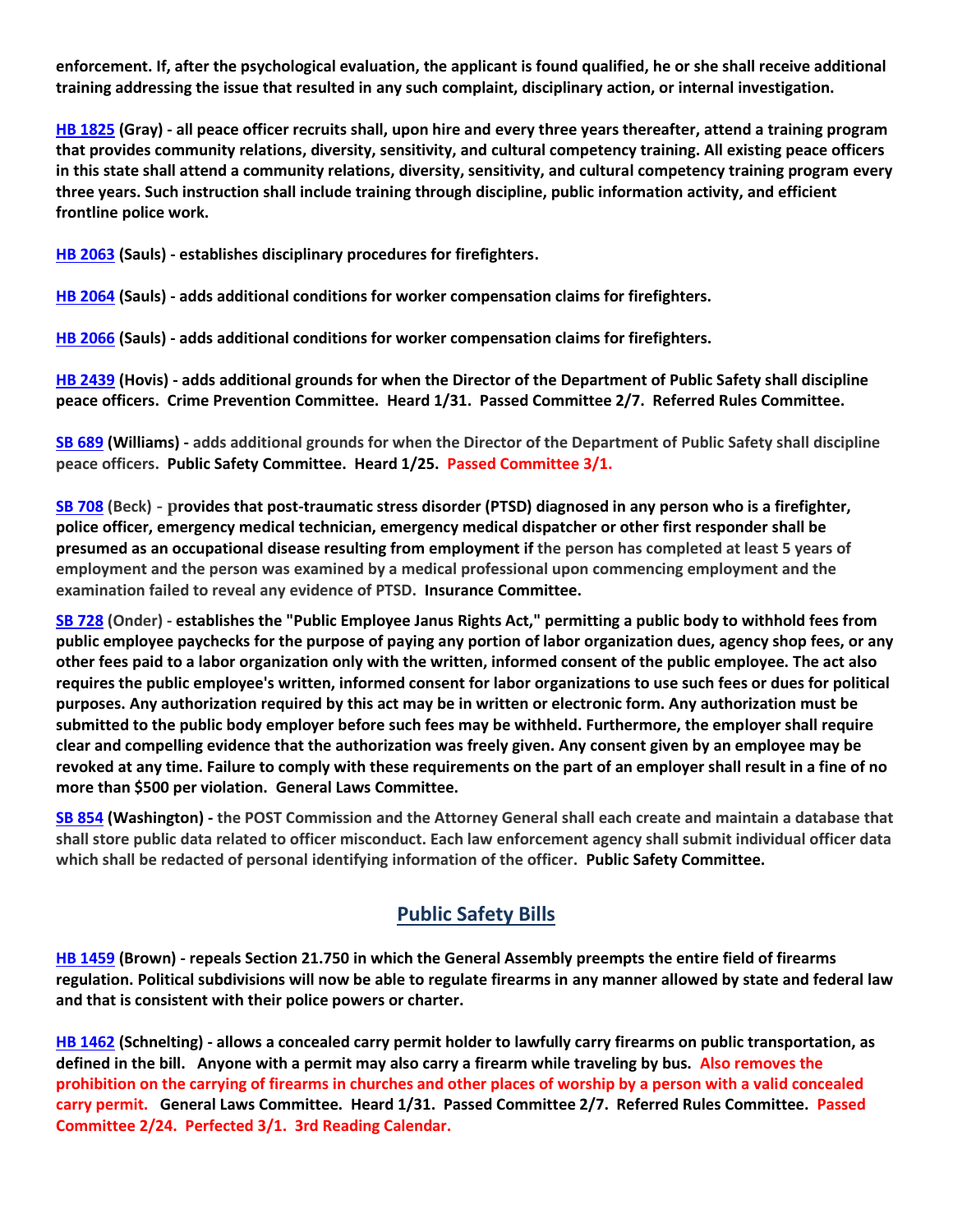**enforcement. If, after the psychological evaluation, the applicant is found qualified, he or she shall receive additional training addressing the issue that resulted in any such complaint, disciplinary action, or internal investigation.**

**HB 1825 (Gray) - all peace officer recruits shall, upon hire and every three years thereafter, attend a training program that provides community relations, diversity, sensitivity, and cultural competency training. All existing peace officers in this state shall attend a community relations, diversity, sensitivity, and cultural competency training program every three years. Such instruction shall include training through discipline, public information activity, and efficient frontline police work.**

**HB 2063 (Sauls) - establishes disciplinary procedures for firefighters.**

**HB 2064 (Sauls) - adds additional conditions for worker compensation claims for firefighters.**

**HB 2066 (Sauls) - adds additional conditions for worker compensation claims for firefighters.**

**HB 2439 (Hovis) - adds additional grounds for when the Director of the Department of Public Safety shall discipline peace officers. Crime Prevention Committee. Heard 1/31. Passed Committee 2/7. Referred Rules Committee.**

**SB 689 (Williams) - adds additional grounds for when the Director of the Department of Public Safety shall discipline peace officers. Public Safety Committee. Heard 1/25. Passed Committee 3/1.**

**SB 708 (Beck) - provides that post-traumatic stress disorder (PTSD) diagnosed in any person who is a firefighter, police officer, emergency medical technician, emergency medical dispatcher or other first responder shall be presumed as an occupational disease resulting from employment if the person has completed at least 5 years of employment and the person was examined by a medical professional upon commencing employment and the examination failed to reveal any evidence of PTSD. Insurance Committee.**

**SB 728 (Onder) - establishes the "Public Employee Janus Rights Act," permitting a public body to withhold fees from public employee paychecks for the purpose of paying any portion of labor organization dues, agency shop fees, or any other fees paid to a labor organization only with the written, informed consent of the public employee. The act also requires the public employee's written, informed consent for labor organizations to use such fees or dues for political purposes. Any authorization required by this act may be in written or electronic form. Any authorization must be submitted to the public body employer before such fees may be withheld. Furthermore, the employer shall require clear and compelling evidence that the authorization was freely given. Any consent given by an employee may be revoked at any time. Failure to comply with these requirements on the part of an employer shall result in a fine of no more than $500 per violation. General Laws Committee.**

**SB 854 (Washington) - the POST Commission and the Attorney General shall each create and maintain a database that shall store public data related to officer misconduct. Each law enforcement agency shall submit individual officer data which shall be redacted of personal identifying information of the officer. Public Safety Committee.**

## Public Safety Bills

**HB 1459 (Brown) - repeals Section 21.750 in which the General Assembly preempts the entire field of firearms regulation. Political subdivisions will now be able to regulate firearms in any manner allowed by state and federal law and that is consistent with their police powers or charter.**

**HB 1462 (Schnelting) - allows a concealed carry permit holder to lawfully carry firearms on public transportation, as defined in the bill. Anyone with a permit may also carry a firearm while traveling by bus. Also removes the prohibition on the carrying of firearms in churches and other places of worship by a person with a valid concealed carry permit. General Laws Committee. Heard 1/31. Passed Committee 2/7. Referred Rules Committee. Passed Committee 2/24. Perfected 3/1. 3rd Reading Calendar.**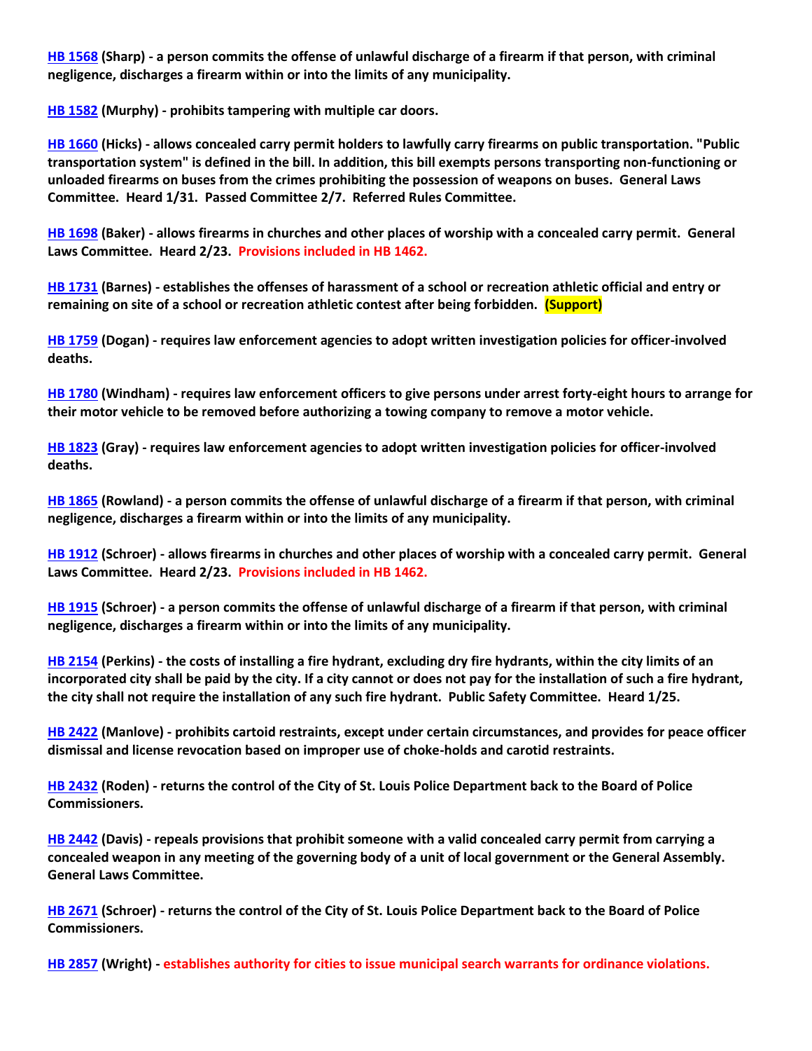**HB 1568 (Sharp) - a person commits the offense of unlawful discharge of a firearm if that person, with criminal negligence, discharges a firearm within or into the limits of any municipality.**

**HB 1582 (Murphy) - prohibits tampering with multiple car doors.**

**HB 1660 (Hicks) - allows concealed carry permit holders to lawfully carry firearms on public transportation. "Public transportation system" is defined in the bill. In addition, this bill exempts persons transporting non-functioning or unloaded firearms on buses from the crimes prohibiting the possession of weapons on buses. General Laws Committee. Heard 1/31. Passed Committee 2/7. Referred Rules Committee.**

**HB 1698 (Baker) - allows firearms in churches and other places of worship with a concealed carry permit. General Laws Committee. Heard 2/23. Provisions included in HB 1462.**

**HB 1731 (Barnes) - establishes the offenses of harassment of a school or recreation athletic official and entry or remaining on site of a school or recreation athletic contest after being forbidden. (Support)**

**HB 1759 (Dogan) - requires law enforcement agencies to adopt written investigation policies for officer-involved deaths.**

**HB 1780 (Windham) - requires law enforcement officers to give persons under arrest forty-eight hours to arrange for their motor vehicle to be removed before authorizing a towing company to remove a motor vehicle.**

**HB 1823 (Gray) - requires law enforcement agencies to adopt written investigation policies for officer-involved deaths.**

**HB 1865 (Rowland) - a person commits the offense of unlawful discharge of a firearm if that person, with criminal negligence, discharges a firearm within or into the limits of any municipality.**

**HB 1912 (Schroer) - allows firearms in churches and other places of worship with a concealed carry permit. General Laws Committee. Heard 2/23. Provisions included in HB 1462.**

**HB 1915 (Schroer) - a person commits the offense of unlawful discharge of a firearm if that person, with criminal negligence, discharges a firearm within or into the limits of any municipality.**

**HB 2154 (Perkins) - the costs of installing a fire hydrant, excluding dry fire hydrants, within the city limits of an incorporated city shall be paid by the city. If a city cannot or does not pay for the installation of such a fire hydrant, the city shall not require the installation of any such fire hydrant. Public Safety Committee. Heard 1/25.**

**HB 2422 (Manlove) - prohibits cartoid restraints, except under certain circumstances, and provides for peace officer dismissal and license revocation based on improper use of choke-holds and carotid restraints.**

**HB 2432 (Roden) - returns the control of the City of St. Louis Police Department back to the Board of Police Commissioners.**

**HB 2442 (Davis) - repeals provisions that prohibit someone with a valid concealed carry permit from carrying a concealed weapon in any meeting of the governing body of a unit of local government or the General Assembly. General Laws Committee.**

**HB 2671 (Schroer) - returns the control of the City of St. Louis Police Department back to the Board of Police Commissioners.**

**HB 2857 (Wright) - establishes authority for cities to issue municipal search warrants for ordinance violations.**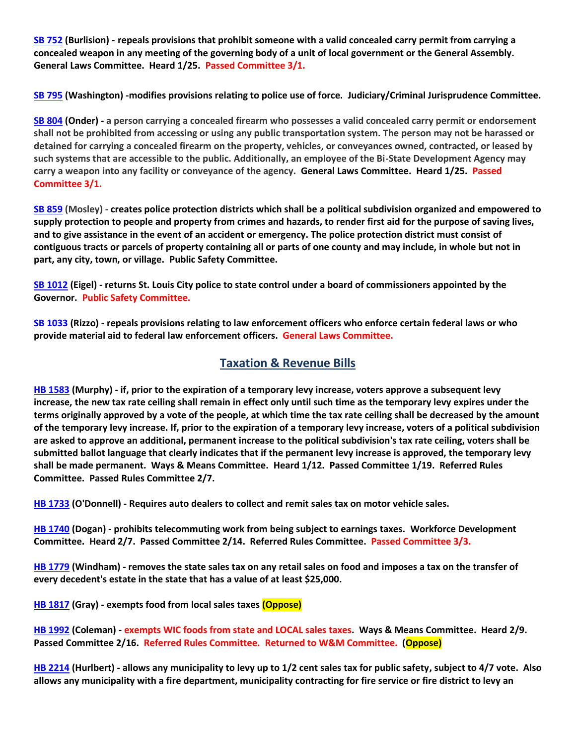**SB 752 (Burlision) - repeals provisions that prohibit someone with a valid concealed carry permit from carrying a concealed weapon in any meeting of the governing body of a unit of local government or the General Assembly. General Laws Committee. Heard 1/25. Passed Committee 3/1.**

**SB 795 (Washington) -modifies provisions relating to police use of force. Judiciary/Criminal Jurisprudence Committee.**

**SB 804 (Onder) - a person carrying a concealed firearm who possesses a valid concealed carry permit or endorsement shall not be prohibited from accessing or using any public transportation system. The person may not be harassed or detained for carrying a concealed firearm on the property, vehicles, or conveyances owned, contracted, or leased by such systems that are accessible to the public. Additionally, an employee of the Bi-State Development Agency may carry a weapon into any facility or conveyance of the agency. General Laws Committee. Heard 1/25. Passed Committee 3/1.**

**SB 859 (Mosley) - creates police protection districts which shall be a political subdivision organized and empowered to supply protection to people and property from crimes and hazards, to render first aid for the purpose of saving lives, and to give assistance in the event of an accident or emergency. The police protection district must consist of contiguous tracts or parcels of property containing all or parts of one county and may include, in whole but not in part, any city, town, or village. Public Safety Committee.**

**SB 1012 (Eigel) - returns St. Louis City police to state control under a board of commissioners appointed by the Governor. Public Safety Committee.**

**SB 1033 (Rizzo) - repeals provisions relating to law enforcement officers who enforce certain federal laws or who provide material aid to federal law enforcement officers. General Laws Committee.**

## Taxation & Revenue Bills

**HB 1583 (Murphy) - if, prior to the expiration of a temporary levy increase, voters approve a subsequent levy increase, the new tax rate ceiling shall remain in effect only until such time as the temporary levy expires under the terms originally approved by a vote of the people, at which time the tax rate ceiling shall be decreased by the amount of the temporary levy increase. If, prior to the expiration of a temporary levy increase, voters of a political subdivision are asked to approve an additional, permanent increase to the political subdivision's tax rate ceiling, voters shall be submitted ballot language that clearly indicates that if the permanent levy increase is approved, the temporary levy shall be made permanent. Ways & Means Committee. Heard 1/12. Passed Committee 1/19. Referred Rules Committee. Passed Rules Committee 2/7.**

**HB 1733 (O'Donnell) - Requires auto dealers to collect and remit sales tax on motor vehicle sales.**

**HB 1740 (Dogan) - prohibits telecommuting work from being subject to earnings taxes. Workforce Development Committee. Heard 2/7. Passed Committee 2/14. Referred Rules Committee. Passed Committee 3/3.**

**HB 1779 (Windham) - removes the state sales tax on any retail sales on food and imposes a tax on the transfer of every decedent's estate in the state that has a value of at least $25,000.**

**HB 1817 (Gray) - exempts food from local sales taxes (Oppose)**

**HB 1992 (Coleman) - exempts WIC foods from state and LOCAL sales taxes. Ways & Means Committee. Heard 2/9. Passed Committee 2/16. Referred Rules Committee. Returned to W&M Committee. (Oppose)**

**HB 2214 (Hurlbert) - allows any municipality to levy up to 1/2 cent sales tax for public safety, subject to 4/7 vote. Also allows any municipality with a fire department, municipality contracting for fire service or fire district to levy an**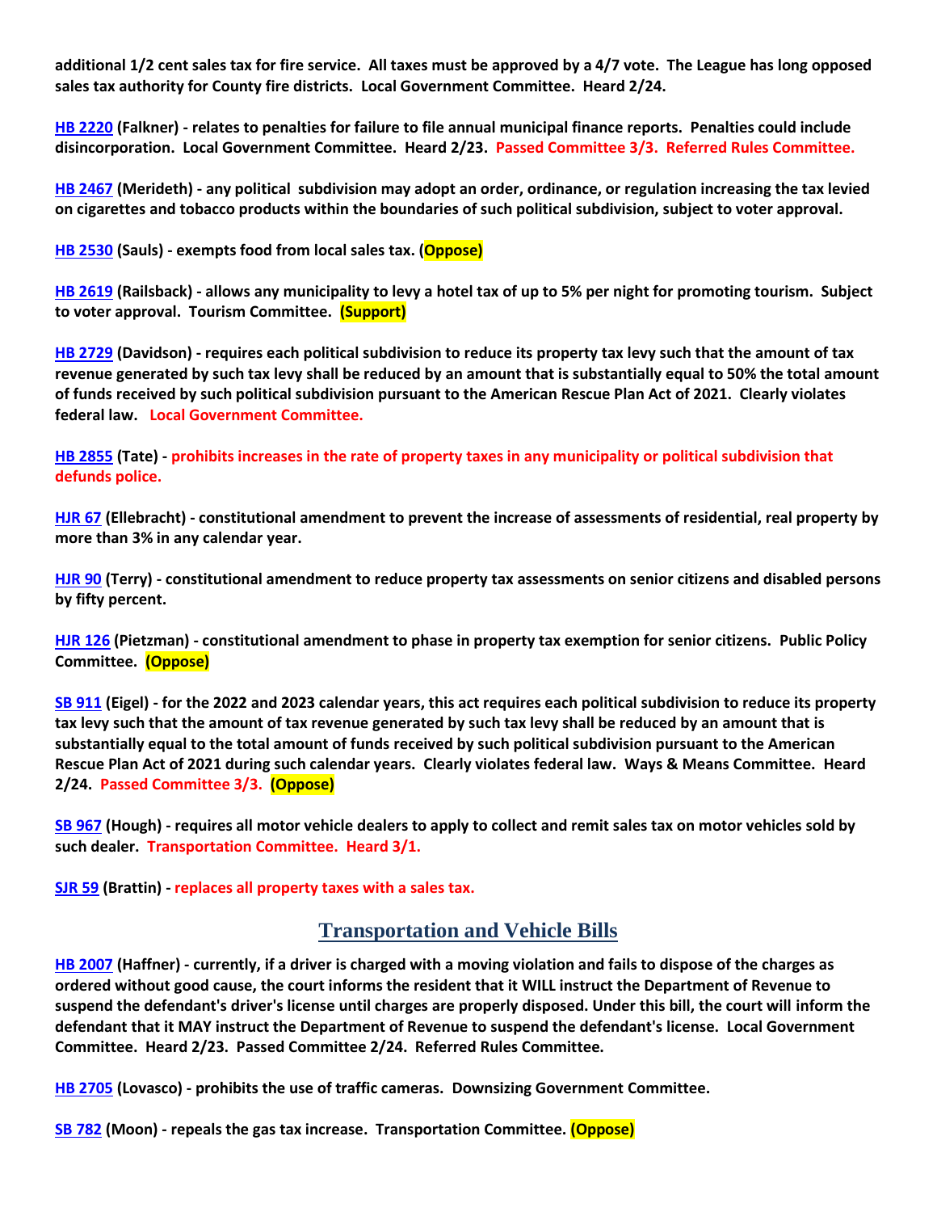**additional 1/2 cent sales tax for fire service. All taxes must be approved by a 4/7 vote. The League has long opposed sales tax authority for County fire districts. Local Government Committee. Heard 2/24.**

**[HB 2220](#) (Falkner) - relates to penalties for failure to file annual municipal finance reports. Penalties could include disincorporation. Local Government Committee. Heard 2/23. Passed Committee 3/3. Referred Rules Committee.**

**[HB 2467](#) (Merideth) - any political subdivision may adopt an order, ordinance, or regulation increasing the tax levied on cigarettes and tobacco products within the boundaries of such political subdivision, subject to voter approval.**

**[HB 2530](#) (Sauls) - exempts food from local sales tax. (Oppose)**

**[HB 2619](#) (Railsback) - allows any municipality to levy a hotel tax of up to 5% per night for promoting tourism. Subject to voter approval. Tourism Committee. (Support)**

**[HB 2729](#) (Davidson) - requires each political subdivision to reduce its property tax levy such that the amount of tax revenue generated by such tax levy shall be reduced by an amount that is substantially equal to 50% the total amount of funds received by such political subdivision pursuant to the American Rescue Plan Act of 2021. Clearly violates federal law. Local Government Committee.**

**[HB 2855](#) (Tate) - prohibits increases in the rate of property taxes in any municipality or political subdivision that defunds police.**

**[HJR 67](#) (Ellebracht) - constitutional amendment to prevent the increase of assessments of residential, real property by more than 3% in any calendar year.**

**[HJR 90](#) (Terry) - constitutional amendment to reduce property tax assessments on senior citizens and disabled persons by fifty percent.**

**[HJR 126](#) (Pietzman) - constitutional amendment to phase in property tax exemption for senior citizens. Public Policy Committee. (Oppose)**

**[SB 911](#) (Eigel) - for the 2022 and 2023 calendar years, this act requires each political subdivision to reduce its property tax levy such that the amount of tax revenue generated by such tax levy shall be reduced by an amount that is substantially equal to the total amount of funds received by such political subdivision pursuant to the American Rescue Plan Act of 2021 during such calendar years. Clearly violates federal law. Ways & Means Committee. Heard 2/24. Passed Committee 3/3. (Oppose)**

**[SB 967](#) (Hough) - requires all motor vehicle dealers to apply to collect and remit sales tax on motor vehicles sold by such dealer. Transportation Committee. Heard 3/1.**

**[SJR 59](#) (Brattin) - replaces all property taxes with a sales tax.**

## Transportation and Vehicle Bills

**[HB 2007](#) (Haffner) - currently, if a driver is charged with a moving violation and fails to dispose of the charges as ordered without good cause, the court informs the resident that it WILL instruct the Department of Revenue to suspend the defendant's driver's license until charges are properly disposed. Under this bill, the court will inform the defendant that it MAY instruct the Department of Revenue to suspend the defendant's license. Local Government Committee. Heard 2/23. Passed Committee 2/24. Referred Rules Committee.**

**[HB 2705](#) (Lovasco) - prohibits the use of traffic cameras. Downsizing Government Committee.**

**[SB 782](#) (Moon) - repeals the gas tax increase. Transportation Committee. (Oppose)**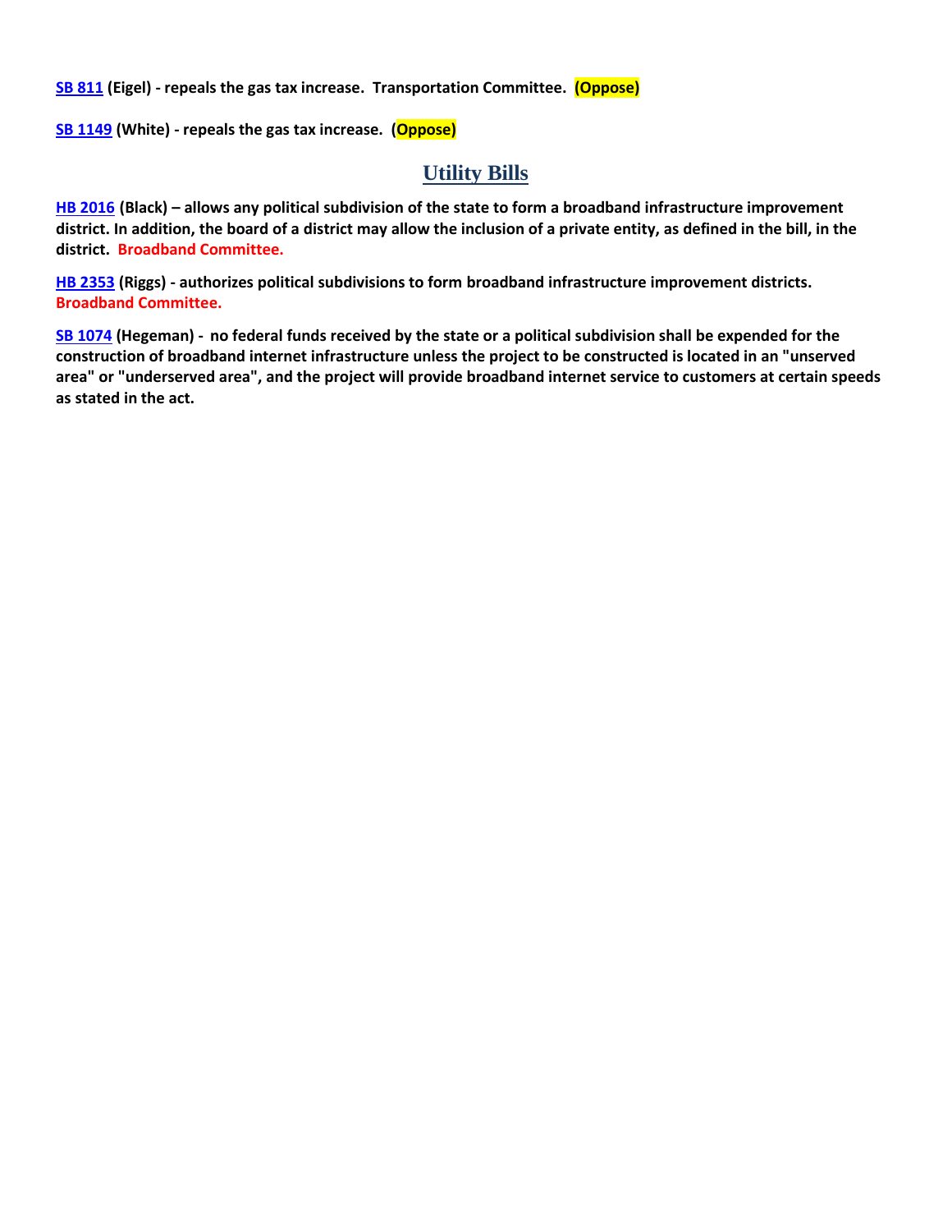**SB 811 (Eigel) - repeals the gas tax increase. Transportation Committee. (Oppose)**

**SB 1149 (White) - repeals the gas tax increase. (Oppose)**

## Utility Bills

**HB 2016 (Black) – allows any political subdivision of the state to form a broadband infrastructure improvement district. In addition, the board of a district may allow the inclusion of a private entity, as defined in the bill, in the district. Broadband Committee.**

**HB 2353 (Riggs) - authorizes political subdivisions to form broadband infrastructure improvement districts. Broadband Committee.**

**SB 1074 (Hegeman) - no federal funds received by the state or a political subdivision shall be expended for the construction of broadband internet infrastructure unless the project to be constructed is located in an "unserved area" or "underserved area", and the project will provide broadband internet service to customers at certain speeds as stated in the act.**